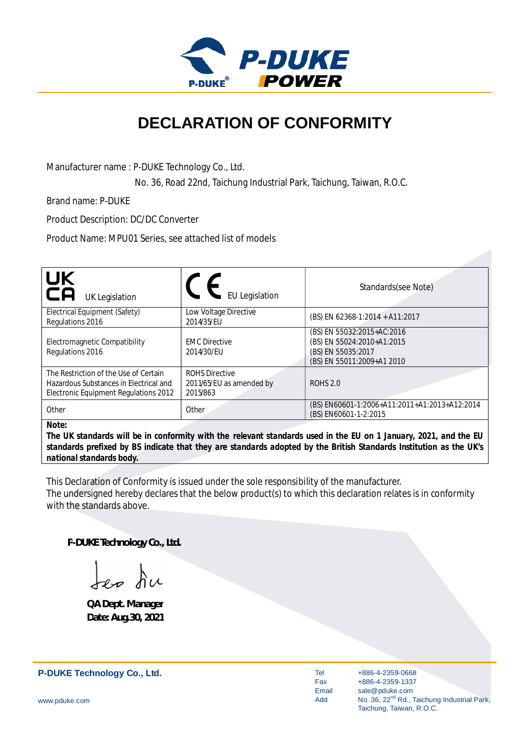# DECLARATION OF CONFORMITY

Manufacturer name : P-DUKE Technology Co., Ltd.

No. 36, Road 22nd, Taichung Industrial Park, Taichung, Taiwan, R.O.C.

Brand name: P-DUKE

Product Description: DC/DC Converter

Product Name: MPU01 Series, see attached list of models

| UKCA UK Legislation | CE EU Legislation | Standards(see Note) |
|---|---|---|
| Electrical Equipment (Safety) Regulations 2016 | Low Voltage Directive 2014/35/EU | (BS) EN 62368-1:2014 + A11:2017 |
| Electromagnetic Compatibility Regulations 2016 | EMC Directive 2014/30/EU | (BS) EN 55032:2015+AC:2016<br>(BS) EN 55024:2010+A1:2015<br>(BS) EN 55035:2017<br>(BS) EN 55011:2009+A1 2010 |
| The Restriction of the Use of Certain Hazardous Substances in Electrical and Electronic Equipment Regulations 2012 | ROHS Directive 2011/65/EU as amended by 2015/863 | ROHS 2.0 |
| Other | Other | (BS) EN60601-1:2006+A11:2011+A1:2013+A12:2014<br>(BS) EN60601-1-2:2015 |

**Note:**
***The UK standards will be in conformity with the relevant standards used in the EU on 1 January, 2021, and the EU standards prefixed by BS indicate that they are standards adopted by the British Standards Institution as the UK's national standards body.***

This Declaration of Conformity is issued under the sole responsibility of the manufacturer.
The undersigned hereby declares that the below product(s) to which this declaration relates is in conformity with the standards above.

**P-DUKE Technology Co., Ltd.**

**QA Dept. Manager**
**Date: Aug.30, 2021**

**P-DUKE Technology Co., Ltd.**

www.pduke.com

Tel +886-4-2359-0668
Fax +886-4-2359-1337
Email sale@pduke.com
Add No. 36, 22nd Rd., Taichung Industrial Park, Taichung, Taiwan, R.O.C.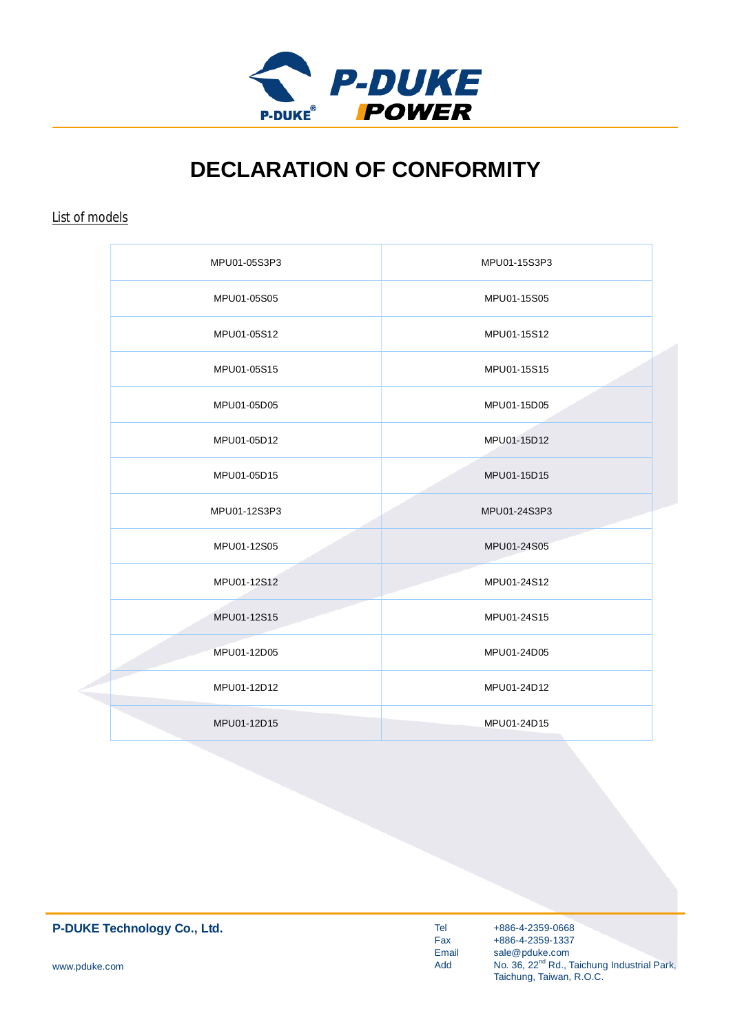# DECLARATION OF CONFORMITY

List of models

| | |
|---|---|
| MPU01-05S3P3 | MPU01-15S3P3 |
| MPU01-05S05 | MPU01-15S05 |
| MPU01-05S12 | MPU01-15S12 |
| MPU01-05S15 | MPU01-15S15 |
| MPU01-05D05 | MPU01-15D05 |
| MPU01-05D12 | MPU01-15D12 |
| MPU01-05D15 | MPU01-15D15 |
| MPU01-12S3P3 | MPU01-24S3P3 |
| MPU01-12S05 | MPU01-24S05 |
| MPU01-12S12 | MPU01-24S12 |
| MPU01-12S15 | MPU01-24S15 |
| MPU01-12D05 | MPU01-24D05 |
| MPU01-12D12 | MPU01-24D12 |
| MPU01-12D15 | MPU01-24D15 |